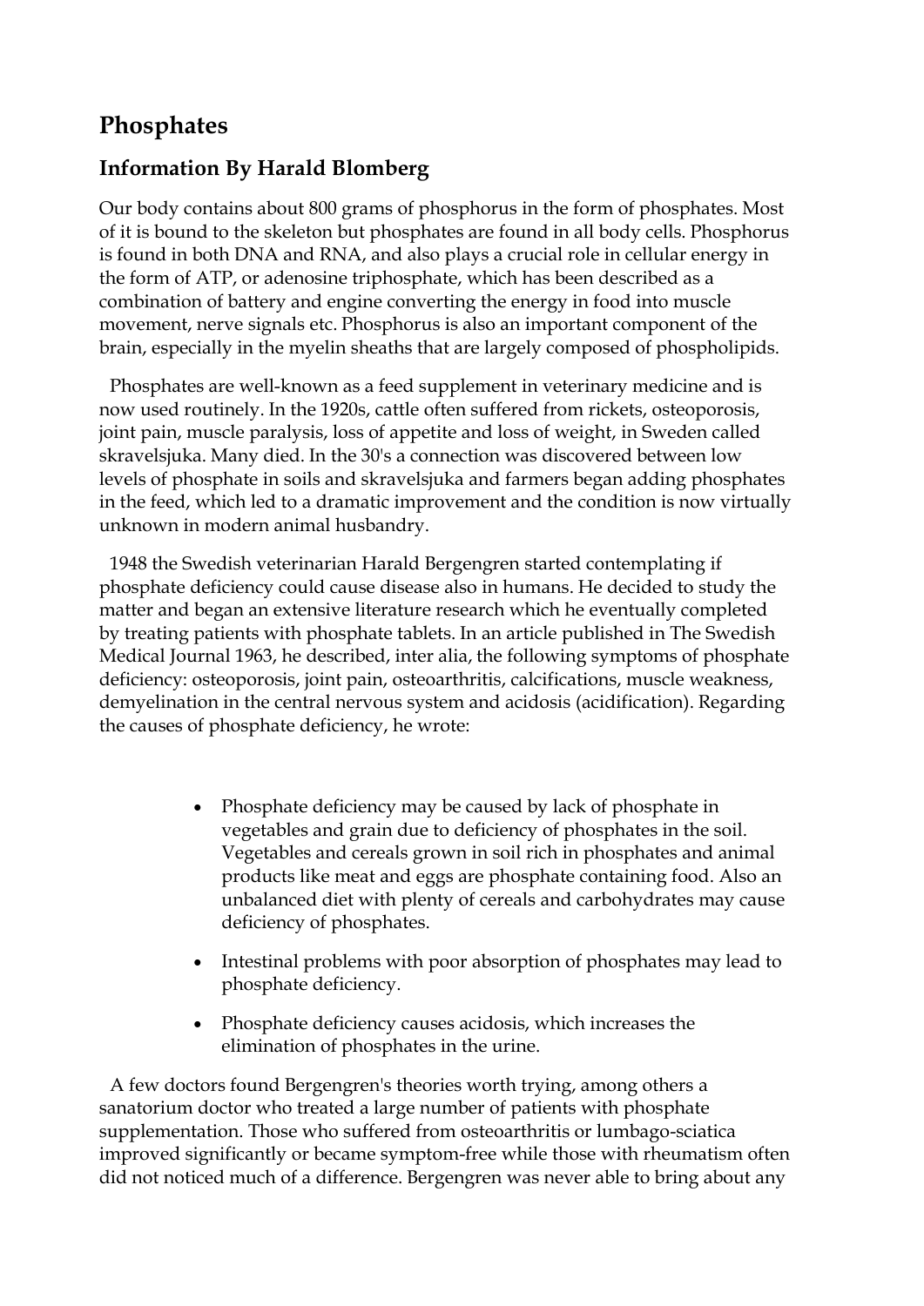# Phosphates

## Information By Harald Blomberg

Our body contains about 800 grams of phosphorus in the form of phosphates. Most of it is bound to the skeleton but phosphates are found in all body cells. Phosphorus is found in both DNA and RNA, and also plays a crucial role in cellular energy in the form of ATP, or adenosine triphosphate, which has been described as a combination of battery and engine converting the energy in food into muscle movement, nerve signals etc. Phosphorus is also an important component of the brain, especially in the myelin sheaths that are largely composed of phospholipids.

Phosphates are well-known as a feed supplement in veterinary medicine and is now used routinely. In the 1920s, cattle often suffered from rickets, osteoporosis, joint pain, muscle paralysis, loss of appetite and loss of weight, in Sweden called skravelsjuka. Many died. In the 30's a connection was discovered between low levels of phosphate in soils and skravelsjuka and farmers began adding phosphates in the feed, which led to a dramatic improvement and the condition is now virtually unknown in modern animal husbandry.

1948 the Swedish veterinarian Harald Bergengren started contemplating if phosphate deficiency could cause disease also in humans. He decided to study the matter and began an extensive literature research which he eventually completed by treating patients with phosphate tablets. In an article published in The Swedish Medical Journal 1963, he described, inter alia, the following symptoms of phosphate deficiency: osteoporosis, joint pain, osteoarthritis, calcifications, muscle weakness, demyelination in the central nervous system and acidosis (acidification). Regarding the causes of phosphate deficiency, he wrote:

- Phosphate deficiency may be caused by lack of phosphate in vegetables and grain due to deficiency of phosphates in the soil. Vegetables and cereals grown in soil rich in phosphates and animal products like meat and eggs are phosphate containing food. Also an unbalanced diet with plenty of cereals and carbohydrates may cause deficiency of phosphates.
- Intestinal problems with poor absorption of phosphates may lead to phosphate deficiency.
- Phosphate deficiency causes acidosis, which increases the elimination of phosphates in the urine.

A few doctors found Bergengren's theories worth trying, among others a sanatorium doctor who treated a large number of patients with phosphate supplementation. Those who suffered from osteoarthritis or lumbago-sciatica improved significantly or became symptom-free while those with rheumatism often did not noticed much of a difference. Bergengren was never able to bring about any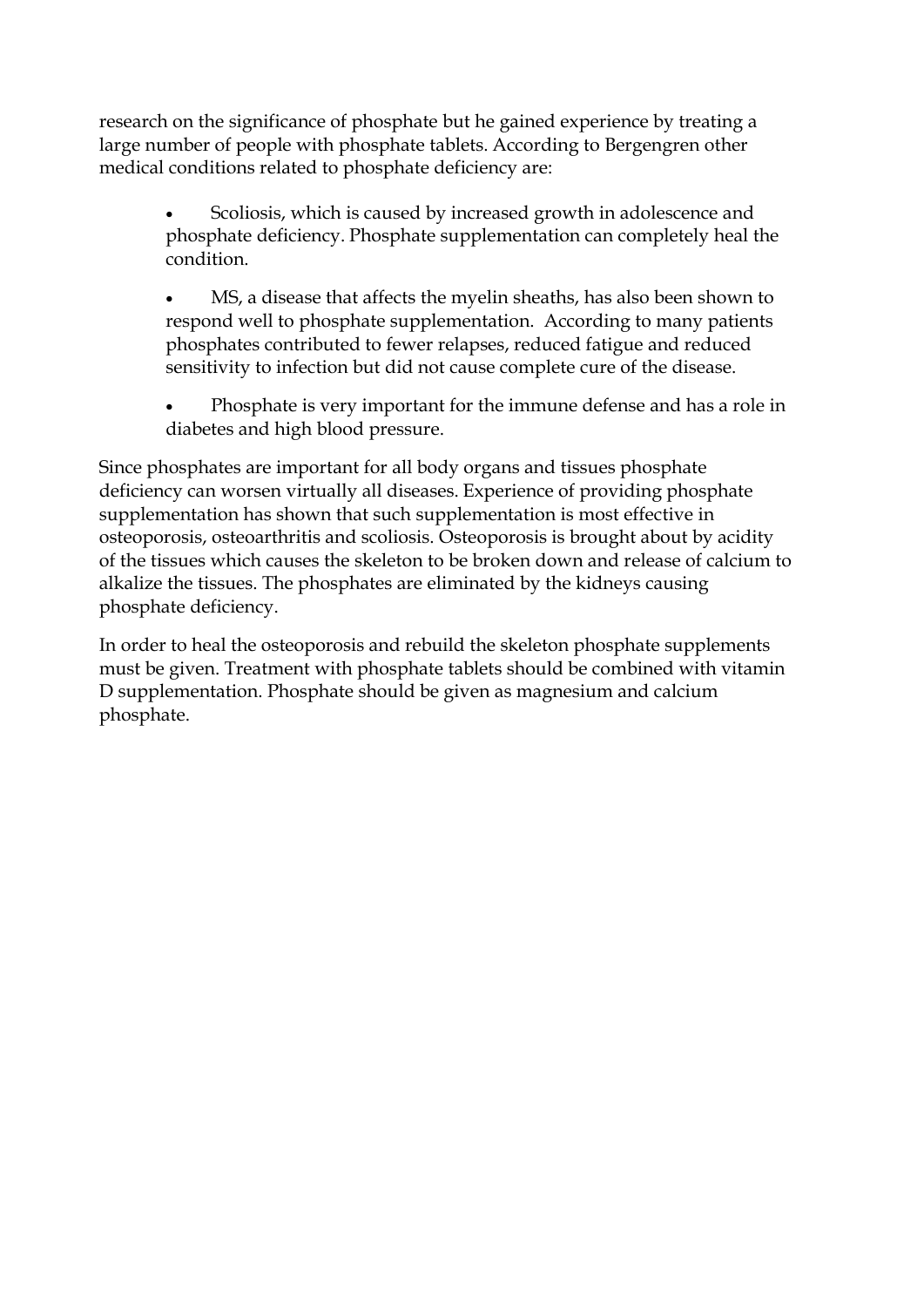research on the significance of phosphate but he gained experience by treating a large number of people with phosphate tablets. According to Bergengren other medical conditions related to phosphate deficiency are:

- Scoliosis, which is caused by increased growth in adolescence and phosphate deficiency. Phosphate supplementation can completely heal the condition.
- MS, a disease that affects the myelin sheaths, has also been shown to respond well to phosphate supplementation. According to many patients phosphates contributed to fewer relapses, reduced fatigue and reduced sensitivity to infection but did not cause complete cure of the disease.
- Phosphate is very important for the immune defense and has a role in diabetes and high blood pressure.

Since phosphates are important for all body organs and tissues phosphate deficiency can worsen virtually all diseases. Experience of providing phosphate supplementation has shown that such supplementation is most effective in osteoporosis, osteoarthritis and scoliosis. Osteoporosis is brought about by acidity of the tissues which causes the skeleton to be broken down and release of calcium to alkalize the tissues. The phosphates are eliminated by the kidneys causing phosphate deficiency.

In order to heal the osteoporosis and rebuild the skeleton phosphate supplements must be given. Treatment with phosphate tablets should be combined with vitamin D supplementation. Phosphate should be given as magnesium and calcium phosphate.